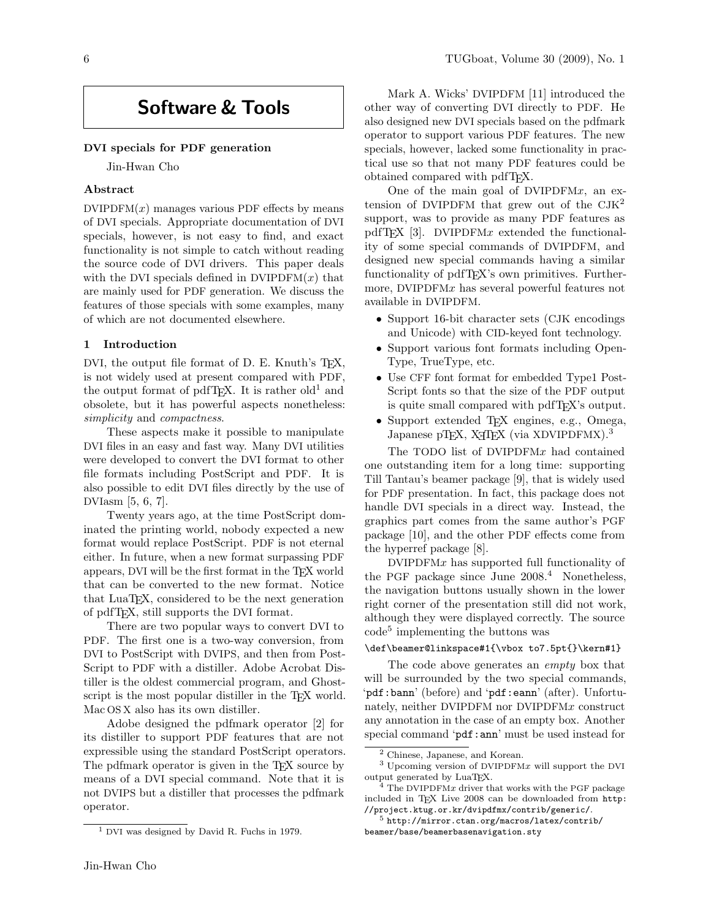# Software & Tools

## DVI specials for PDF generation

Jin-Hwan Cho

### Abstract

DVIPDFM($x$) manages various PDF effects by means of DVI specials. Appropriate documentation of DVI specials, however, is not easy to find, and exact functionality is not simple to catch without reading the source code of DVI drivers. This paper deals with the DVI specials defined in DVIPDFM($x$) that are mainly used for PDF generation. We discuss the features of those specials with some examples, many of which are not documented elsewhere.

### 1 Introduction

DVI, the output file format of D. E. Knuth's TeX, is not widely used at present compared with PDF, the output format of pdfTeX. It is rather old[1] and obsolete, but it has powerful aspects nonetheless: *simplicity* and *compactness*.

These aspects make it possible to manipulate DVI files in an easy and fast way. Many DVI utilities were developed to convert the DVI format to other file formats including PostScript and PDF. It is also possible to edit DVI files directly by the use of DVIasm [5, 6, 7].

Twenty years ago, at the time PostScript dominated the printing world, nobody expected a new format would replace PostScript. PDF is not eternal either. In future, when a new format surpassing PDF appears, DVI will be the first format in the TeX world that can be converted to the new format. Notice that LuaTeX, considered to be the next generation of pdfTeX, still supports the DVI format.

There are two popular ways to convert DVI to PDF. The first one is a two-way conversion, from DVI to PostScript with DVIPS, and then from PostScript to PDF with a distiller. Adobe Acrobat Distiller is the oldest commercial program, and Ghostscript is the most popular distiller in the TeX world. Mac OS X also has its own distiller.

Adobe designed the pdfmark operator [2] for its distiller to support PDF features that are not expressible using the standard PostScript operators. The pdfmark operator is given in the TeX source by means of a DVI special command. Note that it is not DVIPS but a distiller that processes the pdfmark operator.

Mark A. Wicks' DVIPDFM [11] introduced the other way of converting DVI directly to PDF. He also designed new DVI specials based on the pdfmark operator to support various PDF features. The new specials, however, lacked some functionality in practical use so that not many PDF features could be obtained compared with pdfTeX.

One of the main goal of DVIPDFM$x$, an extension of DVIPDFM that grew out of the CJK[2] support, was to provide as many PDF features as pdfTeX [3]. DVIPDFM$x$ extended the functionality of some special commands of DVIPDFM, and designed new special commands having a similar functionality of pdfTeX's own primitives. Furthermore, DVIPDFM$x$ has several powerful features not available in DVIPDFM.

- Support 16-bit character sets (CJK encodings and Unicode) with CID-keyed font technology.
- Support various font formats including OpenType, TrueType, etc.
- Use CFF font format for embedded Type1 PostScript fonts so that the size of the PDF output is quite small compared with pdfTeX's output.
- Support extended TeX engines, e.g., Omega, Japanese pTeX, XeTeX (via XDVIPDFMX).[3]

The TODO list of DVIPDFM$x$ had contained one outstanding item for a long time: supporting Till Tantau's beamer package [9], that is widely used for PDF presentation. In fact, this package does not handle DVI specials in a direct way. Instead, the graphics part comes from the same author's PGF package [10], and the other PDF effects come from the hyperref package [8].

DVIPDFM$x$ has supported full functionality of the PGF package since June 2008.[4] Nonetheless, the navigation buttons usually shown in the lower right corner of the presentation still did not work, although they were displayed correctly. The source code[5] implementing the buttons was

```
\def\beamer@linkspace#1{\vbox to7.5pt{}\kern#1}
```

The code above generates an *empty* box that will be surrounded by the two special commands, '`pdf:bann`' (before) and '`pdf:eann`' (after). Unfortunately, neither DVIPDFM nor DVIPDFM$x$ construct any annotation in the case of an empty box. Another special command '`pdf:ann`' must be used instead for

---

[1] DVI was designed by David R. Fuchs in 1979.

[2] Chinese, Japanese, and Korean.

[3] Upcoming version of DVIPDFM$x$ will support the DVI output generated by LuaTeX.

[4] The DVIPDFM$x$ driver that works with the PGF package included in TeX Live 2008 can be downloaded from http://project.ktug.or.kr/dvipdfmx/contrib/generic/.

[5] http://mirror.ctan.org/macros/latex/contrib/beamer/base/beamerbasenavigation.sty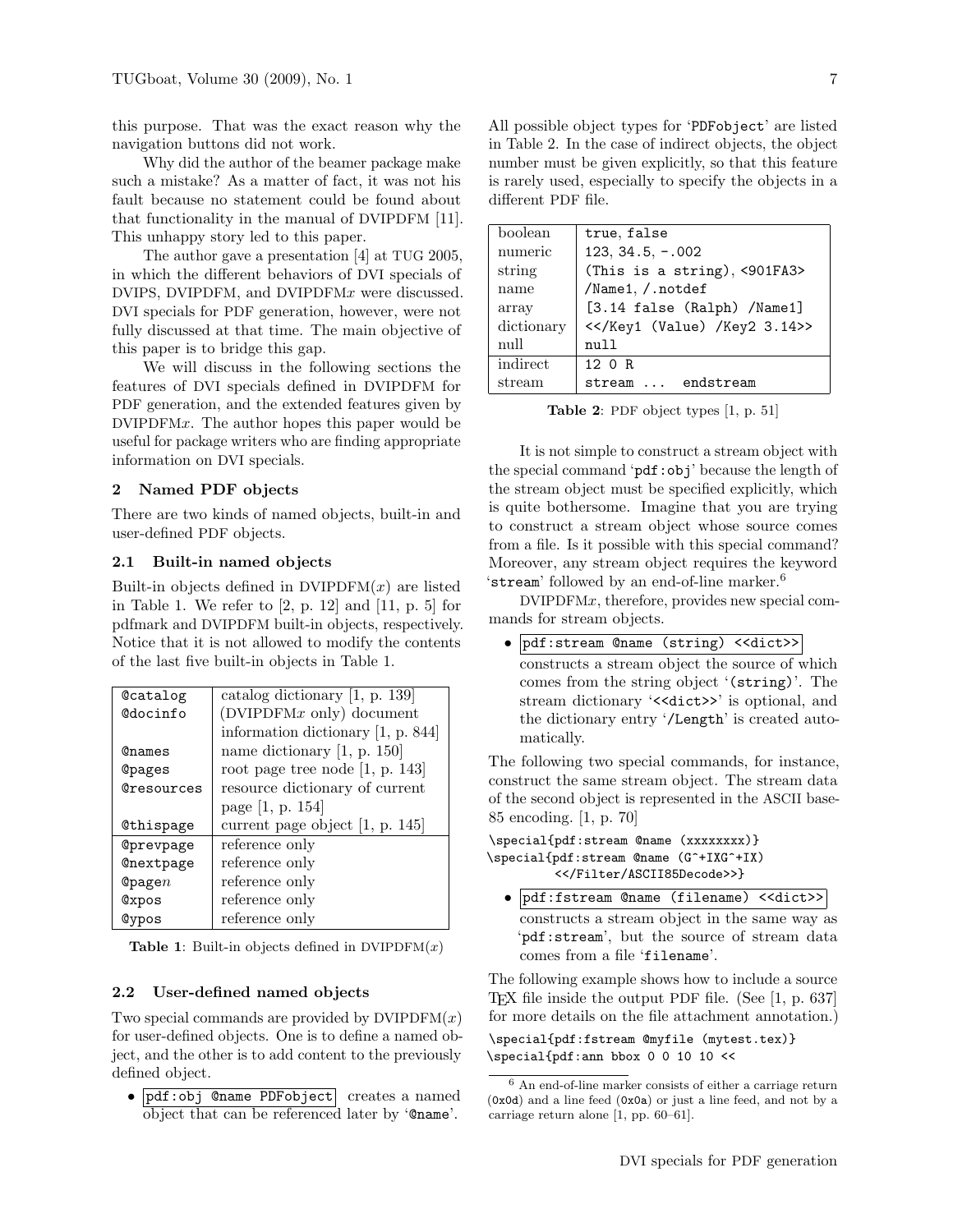this purpose. That was the exact reason why the navigation buttons did not work.

Why did the author of the beamer package make such a mistake? As a matter of fact, it was not his fault because no statement could be found about that functionality in the manual of DVIPDFM [11]. This unhappy story led to this paper.

The author gave a presentation [4] at TUG 2005, in which the different behaviors of DVI specials of DVIPS, DVIPDFM, and DVIPDFM*x* were discussed. DVI specials for PDF generation, however, were not fully discussed at that time. The main objective of this paper is to bridge this gap.

We will discuss in the following sections the features of DVI specials defined in DVIPDFM for PDF generation, and the extended features given by DVIPDFM*x*. The author hopes this paper would be useful for package writers who are finding appropriate information on DVI specials.

## 2 Named PDF objects

There are two kinds of named objects, built-in and user-defined PDF objects.

### 2.1 Built-in named objects

Built-in objects defined in DVIPDFM(*x*) are listed in Table 1. We refer to [2, p. 12] and [11, p. 5] for pdfmark and DVIPDFM built-in objects, respectively. Notice that it is not allowed to modify the contents of the last five built-in objects in Table 1.

| | |
|---|---|
| `@catalog` | catalog dictionary [1, p. 139] |
| `@docinfo` | (DVIPDFM*x* only) document information dictionary [1, p. 844] |
| `@names` | name dictionary [1, p. 150] |
| `@pages` | root page tree node [1, p. 143] |
| `@resources` | resource dictionary of current page [1, p. 154] |
| `@thispage` | current page object [1, p. 145] |
| `@prevpage` | reference only |
| `@nextpage` | reference only |
| `@page`*n* | reference only |
| `@xpos` | reference only |
| `@ypos` | reference only |

**Table 1**: Built-in objects defined in DVIPDFM(*x*)

### 2.2 User-defined named objects

Two special commands are provided by DVIPDFM(*x*) for user-defined objects. One is to define a named object, and the other is to add content to the previously defined object.

- `pdf:obj @name PDFobject` creates a named object that can be referenced later by '`@name`'.

All possible object types for '`PDFobject`' are listed in Table 2. In the case of indirect objects, the object number must be given explicitly, so that this feature is rarely used, especially to specify the objects in a different PDF file.

| | |
|---|---|
| boolean | `true`, `false` |
| numeric | `123`, `34.5`, `-.002` |
| string | `(This is a string)`, `<901FA3>` |
| name | `/Name1`, `/.notdef` |
| array | `[3.14 false (Ralph) /Name1]` |
| dictionary | `<</Key1 (Value) /Key2 3.14>>` |
| null | `null` |
| indirect | `12 0 R` |
| stream | `stream ... endstream` |

**Table 2**: PDF object types [1, p. 51]

It is not simple to construct a stream object with the special command '`pdf:obj`' because the length of the stream object must be specified explicitly, which is quite bothersome. Imagine that you are trying to construct a stream object whose source comes from a file. Is it possible with this special command? Moreover, any stream object requires the keyword '`stream`' followed by an end-of-line marker.[6]

DVIPDFM*x*, therefore, provides new special commands for stream objects.

- `pdf:stream @name (string) <<dict>>` constructs a stream object the source of which comes from the string object '`(string)`'. The stream dictionary '`<<dict>>`' is optional, and the dictionary entry '`/Length`' is created automatically.

The following two special commands, for instance, construct the same stream object. The stream data of the second object is represented in the ASCII base-85 encoding. [1, p. 70]

```
\special{pdf:stream @name (xxxxxxxx)}
\special{pdf:stream @name (G^+IXG^+IX)
        <</Filter/ASCII85Decode>>}
```

- `pdf:fstream @name (filename) <<dict>>` constructs a stream object in the same way as '`pdf:stream`', but the source of stream data comes from a file '`filename`'.

The following example shows how to include a source TeX file inside the output PDF file. (See [1, p. 637] for more details on the file attachment annotation.)

```
\special{pdf:fstream @myfile (mytest.tex)}
\special{pdf:ann bbox 0 0 10 10 <<
```

[6] An end-of-line marker consists of either a carriage return (`0x0d`) and a line feed (`0x0a`) or just a line feed, and not by a carriage return alone [1, pp. 60–61].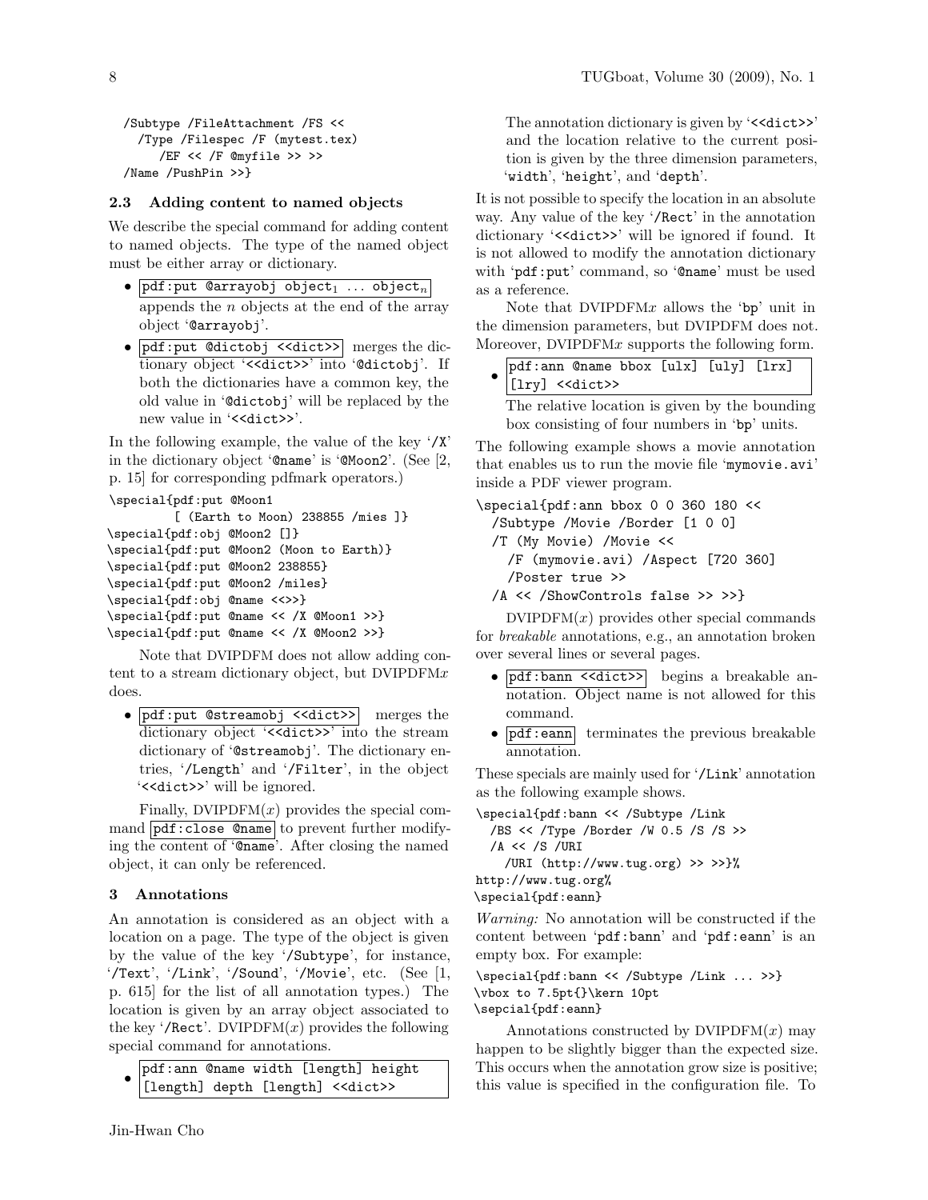```
/Subtype /FileAttachment /FS <<
  /Type /Filespec /F (mytest.tex)
     /EF << /F @myfile >> >>
/Name /PushPin >>}
```

### 2.3 Adding content to named objects

We describe the special command for adding content to named objects. The type of the named object must be either array or dictionary.

- `pdf:put @arrayobj object`$_1$ ... `object`$_n$ appends the $n$ objects at the end of the array object '`@arrayobj`'.
- `pdf:put @dictobj <<dict>>` merges the dictionary object '`<<dict>>`' into '`@dictobj`'. If both the dictionaries have a common key, the old value in '`@dictobj`' will be replaced by the new value in '`<<dict>>`'.

In the following example, the value of the key '`/X`' in the dictionary object '`@name`' is '`@Moon2`'. (See [2, p. 15] for corresponding pdfmark operators.)

```
\special{pdf:put @Moon1
        [ (Earth to Moon) 238855 /mies ]}
\special{pdf:obj @Moon2 []}
\special{pdf:put @Moon2 (Moon to Earth)}
\special{pdf:put @Moon2 238855}
\special{pdf:put @Moon2 /miles}
\special{pdf:obj @name <<>>}
\special{pdf:put @name << /X @Moon1 >>}
\special{pdf:put @name << /X @Moon2 >>}
```

Note that DVIPDFM does not allow adding content to a stream dictionary object, but DVIPDFM$x$ does.

- `pdf:put @streamobj <<dict>>` merges the dictionary object '`<<dict>>`' into the stream dictionary of '`@streamobj`'. The dictionary entries, '`/Length`' and '`/Filter`', in the object '`<<dict>>`' will be ignored.

Finally, DVIPDFM($x$) provides the special command `pdf:close @name` to prevent further modifying the content of '`@name`'. After closing the named object, it can only be referenced.

## 3 Annotations

An annotation is considered as an object with a location on a page. The type of the object is given by the value of the key '`/Subtype`', for instance, '`/Text`', '`/Link`', '`/Sound`', '`/Movie`', etc. (See [1, p. 615] for the list of all annotation types.) The location is given by an array object associated to the key '`/Rect`'. DVIPDFM($x$) provides the following special command for annotations.

- `pdf:ann @name width [length] height [length] depth [length] <<dict>>`

  The annotation dictionary is given by '`<<dict>>`' and the location relative to the current position is given by the three dimension parameters, '`width`', '`height`', and '`depth`'.

It is not possible to specify the location in an absolute way. Any value of the key '`/Rect`' in the annotation dictionary '`<<dict>>`' will be ignored if found. It is not allowed to modify the annotation dictionary with '`pdf:put`' command, so '`@name`' must be used as a reference.

Note that DVIPDFM$x$ allows the '`bp`' unit in the dimension parameters, but DVIPDFM does not. Moreover, DVIPDFM$x$ supports the following form.

- `pdf:ann @name bbox [ulx] [uly] [lrx] [lry] <<dict>>`

  The relative location is given by the bounding box consisting of four numbers in '`bp`' units.

The following example shows a movie annotation that enables us to run the movie file '`mymovie.avi`' inside a PDF viewer program.

```
\special{pdf:ann bbox 0 0 360 180 <<
  /Subtype /Movie /Border [1 0 0]
  /T (My Movie) /Movie <<
    /F (mymovie.avi) /Aspect [720 360]
    /Poster true >>
  /A << /ShowControls false >> >>}
```

DVIPDFM($x$) provides other special commands for *breakable* annotations, e.g., an annotation broken over several lines or several pages.

- `pdf:bann <<dict>>` begins a breakable annotation. Object name is not allowed for this command.
- `pdf:eann` terminates the previous breakable annotation.

These specials are mainly used for '`/Link`' annotation as the following example shows.

```
\special{pdf:bann << /Subtype /Link
  /BS << /Type /Border /W 0.5 /S /S >>
  /A << /S /URI
    /URI (http://www.tug.org) >> >>}%
http://www.tug.org%
\special{pdf:eann}
```

*Warning:* No annotation will be constructed if the content between '`pdf:bann`' and '`pdf:eann`' is an empty box. For example:

```
\special{pdf:bann << /Subtype /Link ... >>}
\vbox to 7.5pt{}\kern 10pt
\sepcial{pdf:eann}
```

Annotations constructed by DVIPDFM($x$) may happen to be slightly bigger than the expected size. This occurs when the annotation grow size is positive; this value is specified in the configuration file. To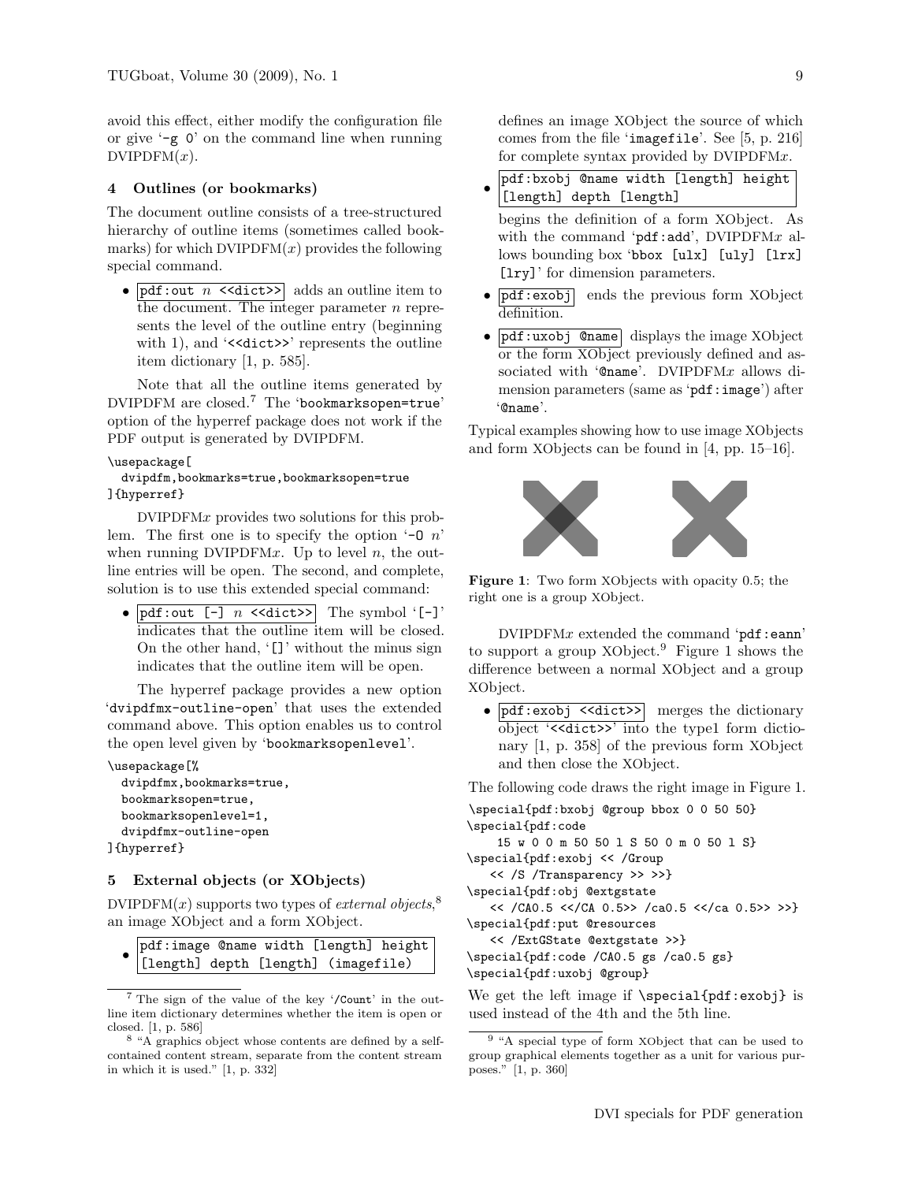avoid this effect, either modify the configuration file or give '-g 0' on the command line when running DVIPDFM($x$).

## 4 Outlines (or bookmarks)

The document outline consists of a tree-structured hierarchy of outline items (sometimes called bookmarks) for which DVIPDFM($x$) provides the following special command.

- `pdf:out` $n$ `<<dict>>` adds an outline item to the document. The integer parameter $n$ represents the level of the outline entry (beginning with 1), and '`<<dict>>`' represents the outline item dictionary [1, p. 585].

Note that all the outline items generated by DVIPDFM are closed.[7] The '`bookmarksopen=true`' option of the hyperref package does not work if the PDF output is generated by DVIPDFM.

```
\usepackage[
  dvipdfm,bookmarks=true,bookmarksopen=true
]{hyperref}
```

DVIPDFM$x$ provides two solutions for this problem. The first one is to specify the option '`-O` $n$' when running DVIPDFM$x$. Up to level $n$, the outline entries will be open. The second, and complete, solution is to use this extended special command:

- `pdf:out [-]` $n$ `<<dict>>` The symbol '`[-]`' indicates that the outline item will be closed. On the other hand, '`[]`' without the minus sign indicates that the outline item will be open.

The hyperref package provides a new option '`dvipdfmx-outline-open`' that uses the extended command above. This option enables us to control the open level given by '`bookmarksopenlevel`'.

```
\usepackage[%
  dvipdfmx,bookmarks=true,
  bookmarksopen=true,
  bookmarksopenlevel=1,
  dvipdfmx-outline-open
]{hyperref}
```

## 5 External objects (or XObjects)

DVIPDFM($x$) supports two types of *external objects*,[8] an image XObject and a form XObject.

- `pdf:image @name width [length] height [length] depth [length] (imagefile)`

  defines an image XObject the source of which comes from the file '`imagefile`'. See [5, p. 216] for complete syntax provided by DVIPDFM$x$.

- `pdf:bxobj @name width [length] height [length] depth [length]`

  begins the definition of a form XObject. As with the command '`pdf:add`', DVIPDFM$x$ allows bounding box '`bbox [ulx] [uly] [lrx] [lry]`' for dimension parameters.

- `pdf:exobj` ends the previous form XObject definition.
- `pdf:uxobj @name` displays the image XObject or the form XObject previously defined and associated with '`@name`'. DVIPDFM$x$ allows dimension parameters (same as '`pdf:image`') after '`@name`'.

Typical examples showing how to use image XObjects and form XObjects can be found in [4, pp. 15–16].

**Figure 1**: Two form XObjects with opacity 0.5; the right one is a group XObject.

DVIPDFM$x$ extended the command '`pdf:eann`' to support a group XObject.[9] Figure 1 shows the difference between a normal XObject and a group XObject.

- `pdf:exobj <<dict>>` merges the dictionary object '`<<dict>>`' into the type1 form dictionary [1, p. 358] of the previous form XObject and then close the XObject.

The following code draws the right image in Figure 1.

```
\special{pdf:bxobj @group bbox 0 0 50 50}
\special{pdf:code
    15 w 0 0 m 50 50 l S 50 0 m 0 50 l S}
\special{pdf:exobj << /Group
    << /S /Transparency >> >>}
\special{pdf:obj @extgstate
    << /CA0.5 <</CA 0.5>> /ca0.5 <</ca 0.5>> >>}
\special{pdf:put @resources
    << /ExtGState @extgstate >>}
\special{pdf:code /CA0.5 gs /ca0.5 gs}
\special{pdf:uxobj @group}
```

We get the left image if `\special{pdf:exobj}` is used instead of the 4th and the 5th line.

---

[7] The sign of the value of the key '`/Count`' in the outline item dictionary determines whether the item is open or closed. [1, p. 586]

[8] "A graphics object whose contents are defined by a self-contained content stream, separate from the content stream in which it is used." [1, p. 332]

[9] "A special type of form XObject that can be used to group graphical elements together as a unit for various purposes." [1, p. 360]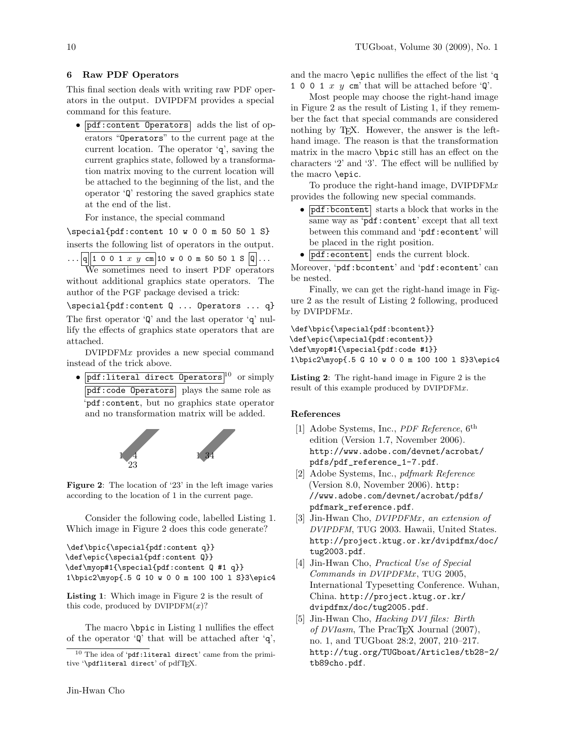## 6 Raw PDF Operators

This final section deals with writing raw PDF operators in the output. DVIPDFM provides a special command for this feature.

- `pdf:content Operators` adds the list of operators "`Operators`" to the current page at the current location. The operator '`q`', saving the current graphics state, followed by a transformation matrix moving to the current location will be attached to the beginning of the list, and the operator '`Q`' restoring the saved graphics state at the end of the list.

  For instance, the special command

```
\special{pdf:content 10 w 0 0 m 50 50 l S}
```

inserts the following list of operators in the output.

... `q` `1 0 0 1` *x* *y* `cm` `10 w 0 0 m 50 50 l S` `Q` ...

We sometimes need to insert PDF operators without additional graphics state operators. The author of the PGF package devised a trick:

```
\special{pdf:content Q ... Operators ... q}
```

The first operator '`Q`' and the last operator '`q`' nullify the effects of graphics state operators that are attached.

DVIPDFM*x* provides a new special command instead of the trick above.

- `pdf:literal direct Operators`[10] or simply `pdf:code Operators` plays the same role as '`pdf:content`, but no graphics state operator and no transformation matrix will be added.

**Figure 2**: The location of '23' in the left image varies according to the location of 1 in the current page.

Consider the following code, labelled Listing 1. Which image in Figure 2 does this code generate?

```
\def\bpic{\special{pdf:content q}}
\def\epic{\special{pdf:content Q}}
\def\myop#1{\special{pdf:content Q #1 q}}
1\bpic2\myop{.5 G 10 w 0 0 m 100 100 l S}3\epic4
```

**Listing 1**: Which image in Figure 2 is the result of this code, produced by DVIPDFM(*x*)?

The macro `\bpic` in Listing 1 nullifies the effect of the operator '`Q`' that will be attached after '`q`', and the macro `\epic` nullifies the effect of the list '`q 1 0 0 1` *x* *y* `cm`' that will be attached before '`Q`'.

Most people may choose the right-hand image in Figure 2 as the result of Listing 1, if they remember the fact that special commands are considered nothing by TEX. However, the answer is the left-hand image. The reason is that the transformation matrix in the macro `\bpic` still has an effect on the characters '2' and '3'. The effect will be nullified by the macro `\epic`.

To produce the right-hand image, DVIPDFM*x* provides the following new special commands.

- `pdf:bcontent` starts a block that works in the same way as '`pdf:content`' except that all text between this command and '`pdf:econtent`' will be placed in the right position.
- `pdf:econtent` ends the current block.

Moreover, '`pdf:bcontent`' and '`pdf:econtent`' can be nested.

Finally, we can get the right-hand image in Figure 2 as the result of Listing 2 following, produced by DVIPDFM*x*.

```
\def\bpic{\special{pdf:bcontent}}
\def\epic{\special{pdf:econtent}}
\def\myop#1{\special{pdf:code #1}}
1\bpic2\myop{.5 G 10 w 0 0 m 100 100 l S}3\epic4
```

**Listing 2**: The right-hand image in Figure 2 is the result of this example produced by DVIPDFM*x*.

### References

[1] Adobe Systems, Inc., *PDF Reference*, 6th edition (Version 1.7, November 2006). http://www.adobe.com/devnet/acrobat/pdfs/pdf_reference_1-7.pdf.

[2] Adobe Systems, Inc., *pdfmark Reference* (Version 8.0, November 2006). http://www.adobe.com/devnet/acrobat/pdfs/pdfmark_reference.pdf.

[3] Jin-Hwan Cho, *DVIPDFMx, an extension of DVIPDFM*, TUG 2003. Hawaii, United States. http://project.ktug.or.kr/dvipdfmx/doc/tug2003.pdf.

[4] Jin-Hwan Cho, *Practical Use of Special Commands in DVIPDFMx*, TUG 2005, International Typesetting Conference. Wuhan, China. http://project.ktug.or.kr/dvipdfmx/doc/tug2005.pdf.

[5] Jin-Hwan Cho, *Hacking DVI files: Birth of DVIasm*, The PracTEX Journal (2007), no. 1, and TUGboat 28:2, 2007, 210–217. http://tug.org/TUGboat/Articles/tb28-2/tb89cho.pdf.

[10] The idea of '`pdf:literal direct`' came from the primitive '`\pdfliteral direct`' of pdfTEX.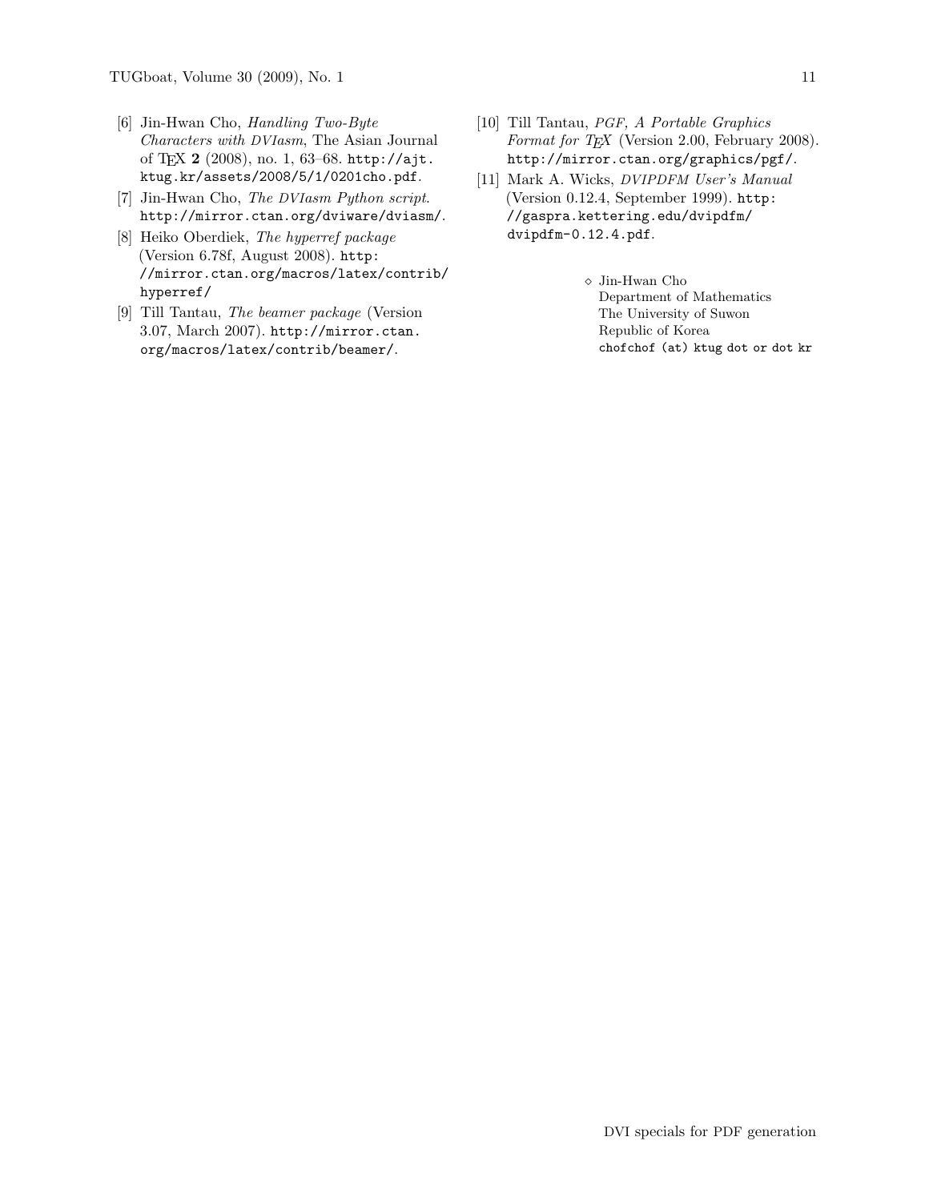[6] Jin-Hwan Cho, *Handling Two-Byte Characters with DVIasm*, The Asian Journal of TEX **2** (2008), no. 1, 63–68. `http://ajt.ktug.kr/assets/2008/5/1/0201cho.pdf`.

[7] Jin-Hwan Cho, *The DVIasm Python script*. `http://mirror.ctan.org/dviware/dviasm/`.

[8] Heiko Oberdiek, *The hyperref package* (Version 6.78f, August 2008). `http://mirror.ctan.org/macros/latex/contrib/hyperref/`

[9] Till Tantau, *The beamer package* (Version 3.07, March 2007). `http://mirror.ctan.org/macros/latex/contrib/beamer/`.

[10] Till Tantau, *PGF, A Portable Graphics Format for TEX* (Version 2.00, February 2008). `http://mirror.ctan.org/graphics/pgf/`.

[11] Mark A. Wicks, *DVIPDFM User's Manual* (Version 0.12.4, September 1999). `http://gaspra.kettering.edu/dvipdfm/dvipdfm-0.12.4.pdf`.

⋄ Jin-Hwan Cho
Department of Mathematics
The University of Suwon
Republic of Korea
`chofchof (at) ktug dot or dot kr`